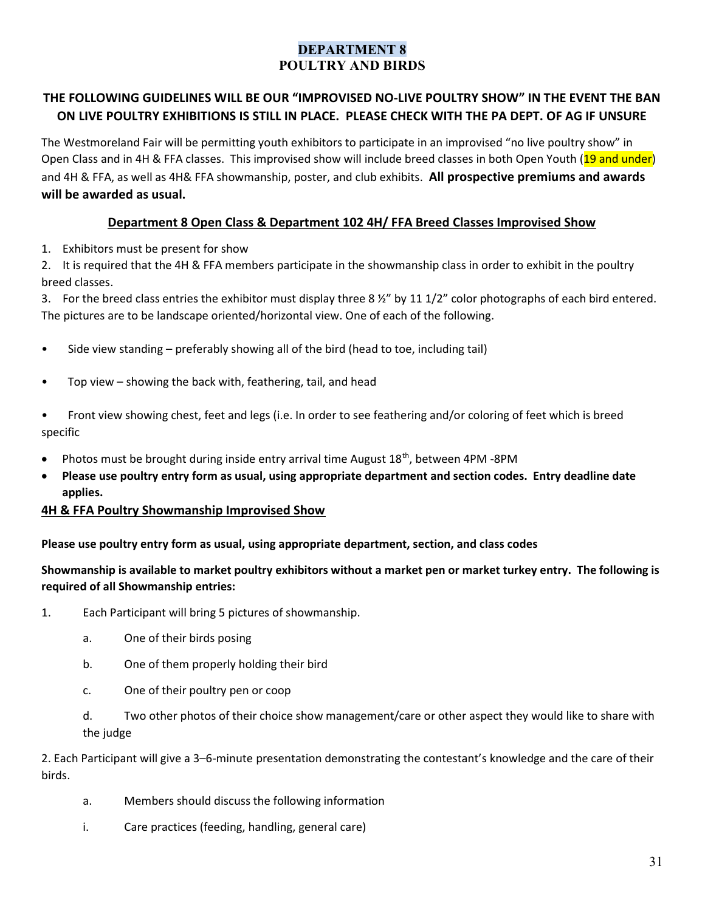# DEPARTMENT 8
## POULTRY AND BIRDS

**THE FOLLOWING GUIDELINES WILL BE OUR "IMPROVISED NO-LIVE POULTRY SHOW" IN THE EVENT THE BAN ON LIVE POULTRY EXHIBITIONS IS STILL IN PLACE. PLEASE CHECK WITH THE PA DEPT. OF AG IF UNSURE**

The Westmoreland Fair will be permitting youth exhibitors to participate in an improvised "no live poultry show" in Open Class and in 4H & FFA classes. This improvised show will include breed classes in both Open Youth (19 and under) and 4H & FFA, as well as 4H& FFA showmanship, poster, and club exhibits. **All prospective premiums and awards will be awarded as usual.**

### Department 8 Open Class & Department 102 4H/ FFA Breed Classes Improvised Show

1. Exhibitors must be present for show
2. It is required that the 4H & FFA members participate in the showmanship class in order to exhibit in the poultry breed classes.
3. For the breed class entries the exhibitor must display three 8 ½" by 11 1/2" color photographs of each bird entered. The pictures are to be landscape oriented/horizontal view. One of each of the following.

- Side view standing – preferably showing all of the bird (head to toe, including tail)
- Top view – showing the back with, feathering, tail, and head
- Front view showing chest, feet and legs (i.e. In order to see feathering and/or coloring of feet which is breed specific
- Photos must be brought during inside entry arrival time August 18th, between 4PM -8PM
- **Please use poultry entry form as usual, using appropriate department and section codes. Entry deadline date applies.**

### 4H & FFA Poultry Showmanship Improvised Show

**Please use poultry entry form as usual, using appropriate department, section, and class codes**

**Showmanship is available to market poultry exhibitors without a market pen or market turkey entry. The following is required of all Showmanship entries:**

1. Each Participant will bring 5 pictures of showmanship.
    a. One of their birds posing
    b. One of them properly holding their bird
    c. One of their poultry pen or coop
    d. Two other photos of their choice show management/care or other aspect they would like to share with the judge

2. Each Participant will give a 3–6-minute presentation demonstrating the contestant's knowledge and the care of their birds.
    a. Members should discuss the following information
    i. Care practices (feeding, handling, general care)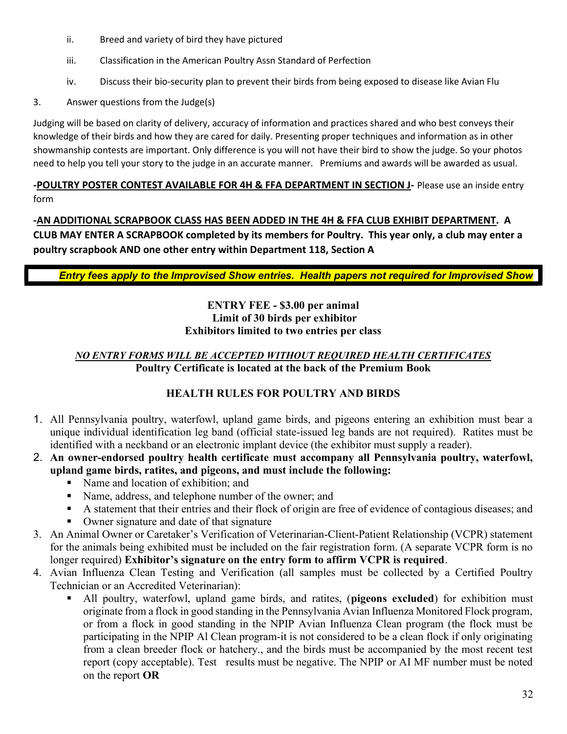ii. Breed and variety of bird they have pictured

iii. Classification in the American Poultry Assn Standard of Perfection

iv. Discuss their bio-security plan to prevent their birds from being exposed to disease like Avian Flu

3. Answer questions from the Judge(s)

Judging will be based on clarity of delivery, accuracy of information and practices shared and who best conveys their knowledge of their birds and how they are cared for daily. Presenting proper techniques and information as in other showmanship contests are important. Only difference is you will not have their bird to show the judge. So your photos need to help you tell your story to the judge in an accurate manner. Premiums and awards will be awarded as usual.

**-POULTRY POSTER CONTEST AVAILABLE FOR 4H & FFA DEPARTMENT IN SECTION J-** Please use an inside entry form

**-AN ADDITIONAL SCRAPBOOK CLASS HAS BEEN ADDED IN THE 4H & FFA CLUB EXHIBIT DEPARTMENT. A CLUB MAY ENTER A SCRAPBOOK completed by its members for Poultry. This year only, a club may enter a poultry scrapbook AND one other entry within Department 118, Section A**

***Entry fees apply to the Improvised Show entries. Health papers not required for Improvised Show***

**ENTRY FEE - $3.00 per animal**
**Limit of 30 birds per exhibitor**
**Exhibitors limited to two entries per class**

*NO ENTRY FORMS WILL BE ACCEPTED WITHOUT REQUIRED HEALTH CERTIFICATES*
**Poultry Certificate is located at the back of the Premium Book**

## HEALTH RULES FOR POULTRY AND BIRDS

1. All Pennsylvania poultry, waterfowl, upland game birds, and pigeons entering an exhibition must bear a unique individual identification leg band (official state-issued leg bands are not required). Ratites must be identified with a neckband or an electronic implant device (the exhibitor must supply a reader).
2. **An owner-endorsed poultry health certificate must accompany all Pennsylvania poultry, waterfowl, upland game birds, ratites, and pigeons, and must include the following:**
   - Name and location of exhibition; and
   - Name, address, and telephone number of the owner; and
   - A statement that their entries and their flock of origin are free of evidence of contagious diseases; and
   - Owner signature and date of that signature
3. An Animal Owner or Caretaker's Verification of Veterinarian-Client-Patient Relationship (VCPR) statement for the animals being exhibited must be included on the fair registration form. (A separate VCPR form is no longer required) **Exhibitor's signature on the entry form to affirm VCPR is required**.
4. Avian Influenza Clean Testing and Verification (all samples must be collected by a Certified Poultry Technician or an Accredited Veterinarian):
   - All poultry, waterfowl, upland game birds, and ratites, (**pigeons excluded**) for exhibition must originate from a flock in good standing in the Pennsylvania Avian Influenza Monitored Flock program, or from a flock in good standing in the NPIP Avian Influenza Clean program (the flock must be participating in the NPIP Al Clean program-it is not considered to be a clean flock if only originating from a clean breeder flock or hatchery., and the birds must be accompanied by the most recent test report (copy acceptable). Test results must be negative. The NPIP or AI MF number must be noted on the report **OR**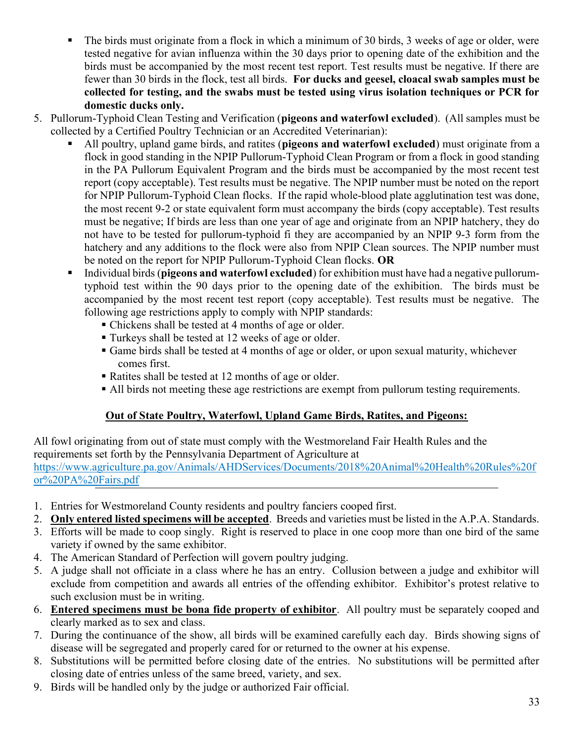- The birds must originate from a flock in which a minimum of 30 birds, 3 weeks of age or older, were tested negative for avian influenza within the 30 days prior to opening date of the exhibition and the birds must be accompanied by the most recent test report. Test results must be negative. If there are fewer than 30 birds in the flock, test all birds. **For ducks and geesel, cloacal swab samples must be collected for testing, and the swabs must be tested using virus isolation techniques or PCR for domestic ducks only.**

5. Pullorum-Typhoid Clean Testing and Verification (**pigeons and waterfowl excluded**). (All samples must be collected by a Certified Poultry Technician or an Accredited Veterinarian):
   - All poultry, upland game birds, and ratites (**pigeons and waterfowl excluded**) must originate from a flock in good standing in the NPIP Pullorum-Typhoid Clean Program or from a flock in good standing in the PA Pullorum Equivalent Program and the birds must be accompanied by the most recent test report (copy acceptable). Test results must be negative. The NPIP number must be noted on the report for NPIP Pullorum-Typhoid Clean flocks. If the rapid whole-blood plate agglutination test was done, the most recent 9-2 or state equivalent form must accompany the birds (copy acceptable). Test results must be negative; If birds are less than one year of age and originate from an NPIP hatchery, they do not have to be tested for pullorum-typhoid fi they are accompanied by an NPIP 9-3 form from the hatchery and any additions to the flock were also from NPIP Clean sources. The NPIP number must be noted on the report for NPIP Pullorum-Typhoid Clean flocks. **OR**
   - Individual birds (**pigeons and waterfowl excluded**) for exhibition must have had a negative pullorum-typhoid test within the 90 days prior to the opening date of the exhibition. The birds must be accompanied by the most recent test report (copy acceptable). Test results must be negative. The following age restrictions apply to comply with NPIP standards:
     - Chickens shall be tested at 4 months of age or older.
     - Turkeys shall be tested at 12 weeks of age or older.
     - Game birds shall be tested at 4 months of age or older, or upon sexual maturity, whichever comes first.
     - Ratites shall be tested at 12 months of age or older.
     - All birds not meeting these age restrictions are exempt from pullorum testing requirements.

## Out of State Poultry, Waterfowl, Upland Game Birds, Ratites, and Pigeons:

All fowl originating from out of state must comply with the Westmoreland Fair Health Rules and the requirements set forth by the Pennsylvania Department of Agriculture at https://www.agriculture.pa.gov/Animals/AHDServices/Documents/2018%20Animal%20Health%20Rules%20for%20PA%20Fairs.pdf

1. Entries for Westmoreland County residents and poultry fanciers cooped first.
2. **Only entered listed specimens will be accepted**. Breeds and varieties must be listed in the A.P.A. Standards.
3. Efforts will be made to coop singly. Right is reserved to place in one coop more than one bird of the same variety if owned by the same exhibitor.
4. The American Standard of Perfection will govern poultry judging.
5. A judge shall not officiate in a class where he has an entry. Collusion between a judge and exhibitor will exclude from competition and awards all entries of the offending exhibitor. Exhibitor's protest relative to such exclusion must be in writing.
6. **Entered specimens must be bona fide property of exhibitor**. All poultry must be separately cooped and clearly marked as to sex and class.
7. During the continuance of the show, all birds will be examined carefully each day. Birds showing signs of disease will be segregated and properly cared for or returned to the owner at his expense.
8. Substitutions will be permitted before closing date of the entries. No substitutions will be permitted after closing date of entries unless of the same breed, variety, and sex.
9. Birds will be handled only by the judge or authorized Fair official.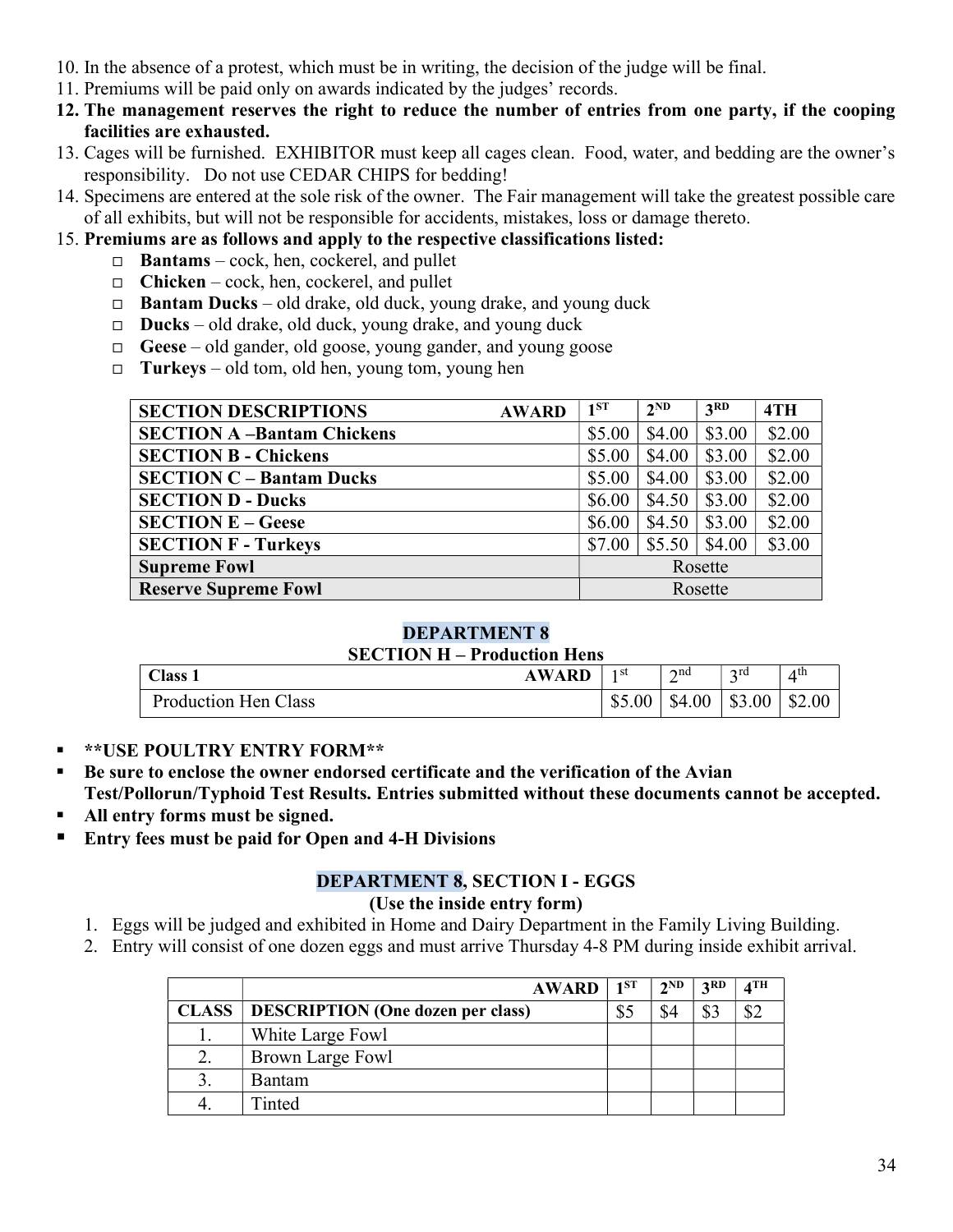10. In the absence of a protest, which must be in writing, the decision of the judge will be final.
11. Premiums will be paid only on awards indicated by the judges' records.
12. **The management reserves the right to reduce the number of entries from one party, if the cooping facilities are exhausted.**
13. Cages will be furnished. EXHIBITOR must keep all cages clean. Food, water, and bedding are the owner's responsibility. Do not use CEDAR CHIPS for bedding!
14. Specimens are entered at the sole risk of the owner. The Fair management will take the greatest possible care of all exhibits, but will not be responsible for accidents, mistakes, loss or damage thereto.
15. **Premiums are as follows and apply to the respective classifications listed:**
    - **Bantams** – cock, hen, cockerel, and pullet
    - **Chicken** – cock, hen, cockerel, and pullet
    - **Bantam Ducks** – old drake, old duck, young drake, and young duck
    - **Ducks** – old drake, old duck, young drake, and young duck
    - **Geese** – old gander, old goose, young gander, and young goose
    - **Turkeys** – old tom, old hen, young tom, young hen

| SECTION DESCRIPTIONS AWARD | 1ST | 2ND | 3RD | 4TH |
|---|---|---|---|---|
| **SECTION A –Bantam Chickens** | $5.00 | $4.00 | $3.00 | $2.00 |
| **SECTION B - Chickens** | $5.00 | $4.00 | $3.00 | $2.00 |
| **SECTION C – Bantam Ducks** | $5.00 | $4.00 | $3.00 | $2.00 |
| **SECTION D - Ducks** | $6.00 | $4.50 | $3.00 | $2.00 |
| **SECTION E – Geese** | $6.00 | $4.50 | $3.00 | $2.00 |
| **SECTION F - Turkeys** | $7.00 | $5.50 | $4.00 | $3.00 |
| **Supreme Fowl** | Rosette | | | |
| **Reserve Supreme Fowl** | Rosette | | | |

## DEPARTMENT 8

### SECTION H – Production Hens

| Class 1 AWARD | 1st | 2nd | 3rd | 4th |
|---|---|---|---|---|
| Production Hen Class | $5.00 | $4.00 | $3.00 | $2.00 |

- **\*\*USE POULTRY ENTRY FORM\*\***
- **Be sure to enclose the owner endorsed certificate and the verification of the Avian Test/Pollorun/Typhoid Test Results. Entries submitted without these documents cannot be accepted.**
- **All entry forms must be signed.**
- **Entry fees must be paid for Open and 4-H Divisions**

## DEPARTMENT 8, SECTION I - EGGS

**(Use the inside entry form)**

1. Eggs will be judged and exhibited in Home and Dairy Department in the Family Living Building.
2. Entry will consist of one dozen eggs and must arrive Thursday 4-8 PM during inside exhibit arrival.

| | AWARD | 1ST | 2ND | 3RD | 4TH |
|---|---|---|---|---|---|
| **CLASS** | **DESCRIPTION (One dozen per class)** | $5 | $4 | $3 | $2 |
| 1. | White Large Fowl | | | | |
| 2. | Brown Large Fowl | | | | |
| 3. | Bantam | | | | |
| 4. | Tinted | | | | |